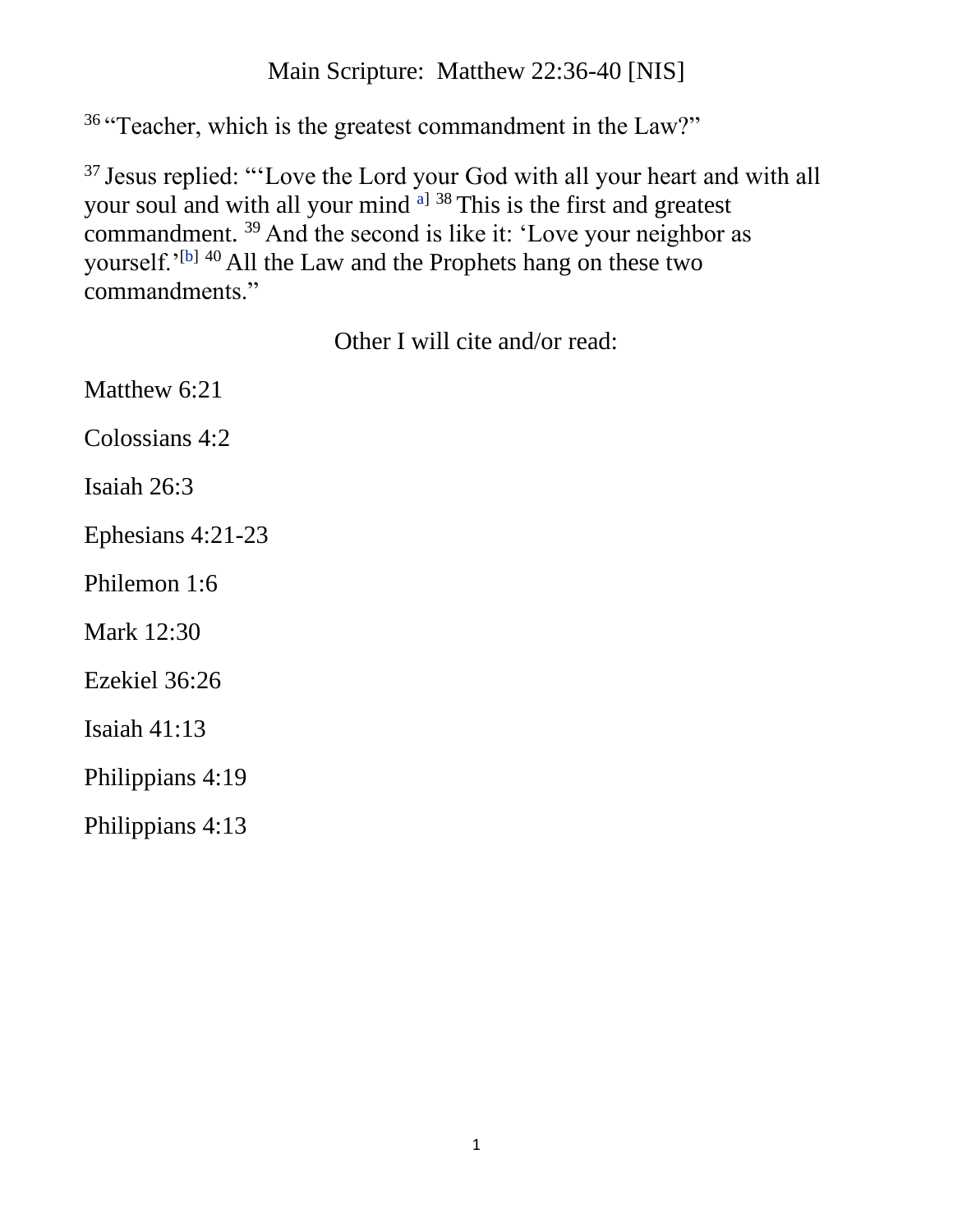# Main Scripture: Matthew 22:36-40 [NIS]

[36] "Teacher, which is the greatest commandment in the Law?"

[37] Jesus replied: "'Love the Lord your God with all your heart and with all your soul and with all your mind [a] [38] This is the first and greatest commandment. [39] And the second is like it: 'Love your neighbor as yourself.'[b] [40] All the Law and the Prophets hang on these two commandments."

## Other I will cite and/or read:

Matthew 6:21

Colossians 4:2

Isaiah 26:3

Ephesians 4:21-23

Philemon 1:6

Mark 12:30

Ezekiel 36:26

Isaiah 41:13

Philippians 4:19

Philippians 4:13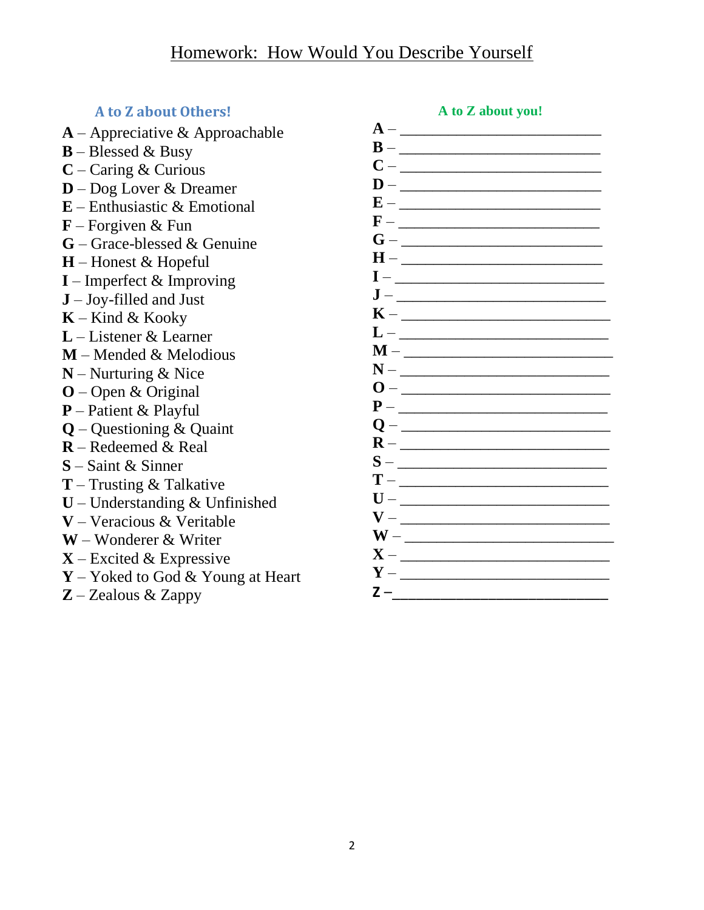# Homework: How Would You Describe Yourself

## A to Z about Others!

**A** – Appreciative & Approachable
**B** – Blessed & Busy
**C** – Caring & Curious
**D** – Dog Lover & Dreamer
**E** – Enthusiastic & Emotional
**F** – Forgiven & Fun
**G** – Grace-blessed & Genuine
**H** – Honest & Hopeful
**I** – Imperfect & Improving
**J** – Joy-filled and Just
**K** – Kind & Kooky
**L** – Listener & Learner
**M** – Mended & Melodious
**N** – Nurturing & Nice
**O** – Open & Original
**P** – Patient & Playful
**Q** – Questioning & Quaint
**R** – Redeemed & Real
**S** – Saint & Sinner
**T** – Trusting & Talkative
**U** – Understanding & Unfinished
**V** – Veracious & Veritable
**W** – Wonderer & Writer
**X** – Excited & Expressive
**Y** – Yoked to God & Young at Heart
**Z** – Zealous & Zappy

## A to Z about you!

**A** – ___________________________
**B** – ___________________________
**C** – ___________________________
**D** – ___________________________
**E** – ___________________________
**F** – ___________________________
**G** – ___________________________
**H** – ___________________________
**I** – ___________________________
**J** – ___________________________
**K** – ___________________________
**L** – ___________________________
**M** – ___________________________
**N** – ___________________________
**O** – ___________________________
**P** – ___________________________
**Q** – ___________________________
**R** – ___________________________
**S** – ___________________________
**T** – ___________________________
**U** – ___________________________
**V** – ___________________________
**W** – ___________________________
**X** – ___________________________
**Y** – ___________________________
**Z** – ___________________________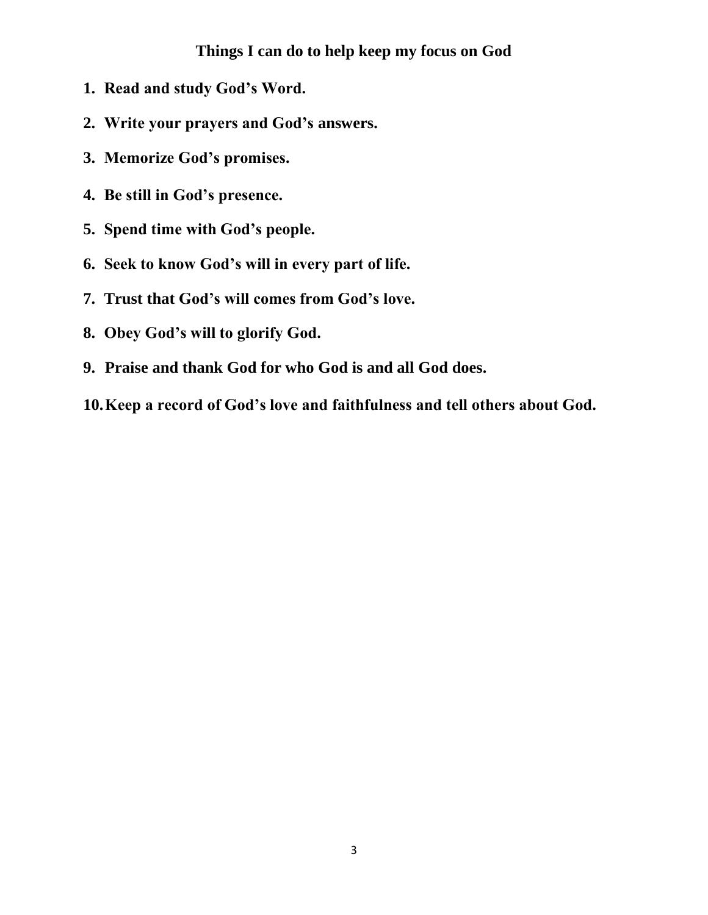## Things I can do to help keep my focus on God

1. **Read and study God's Word.**
2. **Write your prayers and God's answers.**
3. **Memorize God's promises.**
4. **Be still in God's presence.**
5. **Spend time with God's people.**
6. **Seek to know God's will in every part of life.**
7. **Trust that God's will comes from God's love.**
8. **Obey God's will to glorify God.**
9. **Praise and thank God for who God is and all God does.**
10. **Keep a record of God's love and faithfulness and tell others about God.**